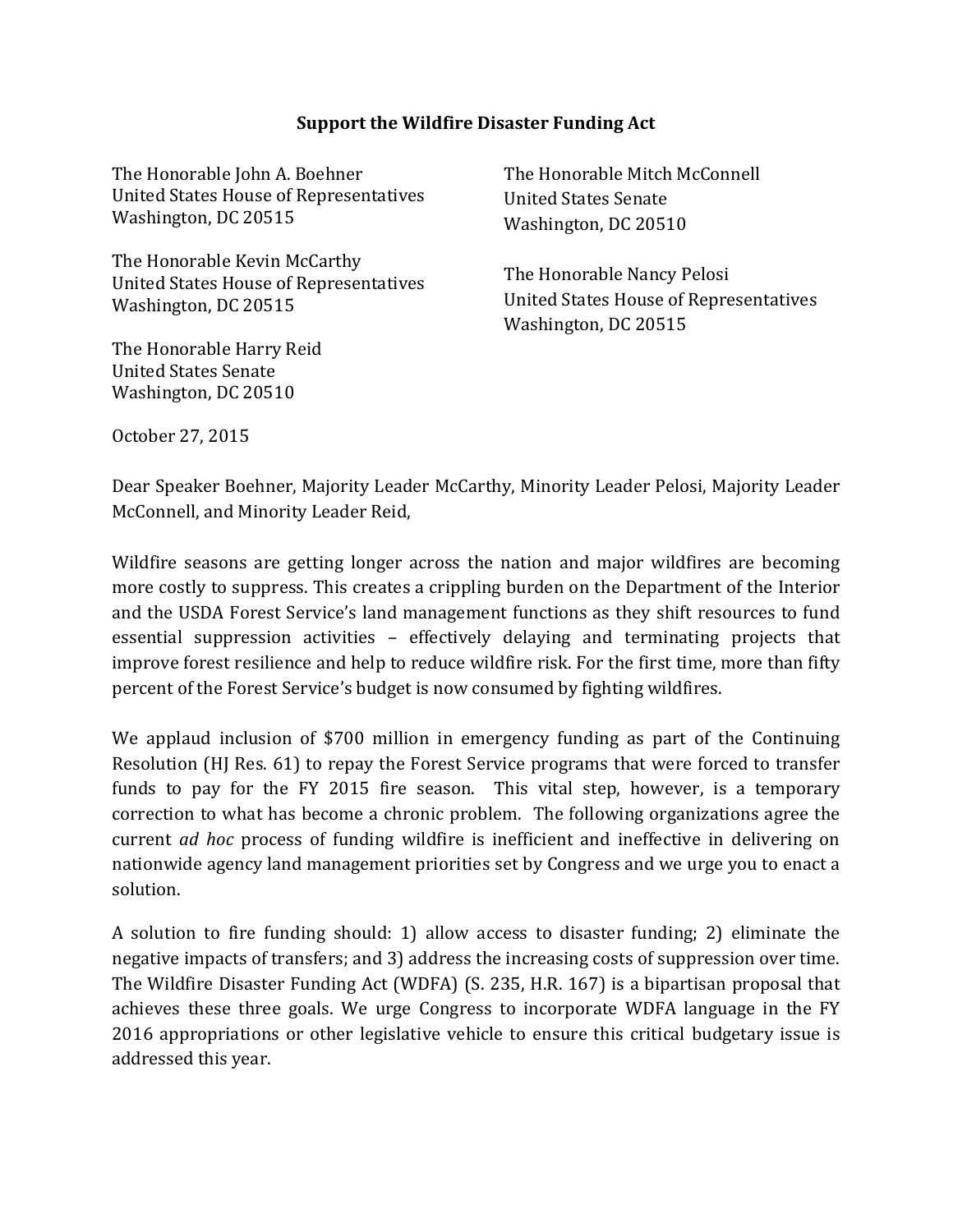**Support the Wildfire Disaster Funding Act**

The Honorable John A. Boehner
United States House of Representatives
Washington, DC 20515

The Honorable Kevin McCarthy
United States House of Representatives
Washington, DC 20515

The Honorable Harry Reid
United States Senate
Washington, DC 20510

The Honorable Mitch McConnell
United States Senate
Washington, DC 20510

The Honorable Nancy Pelosi
United States House of Representatives
Washington, DC 20515

October 27, 2015

Dear Speaker Boehner, Majority Leader McCarthy, Minority Leader Pelosi, Majority Leader McConnell, and Minority Leader Reid,

Wildfire seasons are getting longer across the nation and major wildfires are becoming more costly to suppress. This creates a crippling burden on the Department of the Interior and the USDA Forest Service's land management functions as they shift resources to fund essential suppression activities – effectively delaying and terminating projects that improve forest resilience and help to reduce wildfire risk. For the first time, more than fifty percent of the Forest Service's budget is now consumed by fighting wildfires.

We applaud inclusion of $700 million in emergency funding as part of the Continuing Resolution (HJ Res. 61) to repay the Forest Service programs that were forced to transfer funds to pay for the FY 2015 fire season. This vital step, however, is a temporary correction to what has become a chronic problem. The following organizations agree the current *ad hoc* process of funding wildfire is inefficient and ineffective in delivering on nationwide agency land management priorities set by Congress and we urge you to enact a solution.

A solution to fire funding should: 1) allow access to disaster funding; 2) eliminate the negative impacts of transfers; and 3) address the increasing costs of suppression over time. The Wildfire Disaster Funding Act (WDFA) (S. 235, H.R. 167) is a bipartisan proposal that achieves these three goals. We urge Congress to incorporate WDFA language in the FY 2016 appropriations or other legislative vehicle to ensure this critical budgetary issue is addressed this year.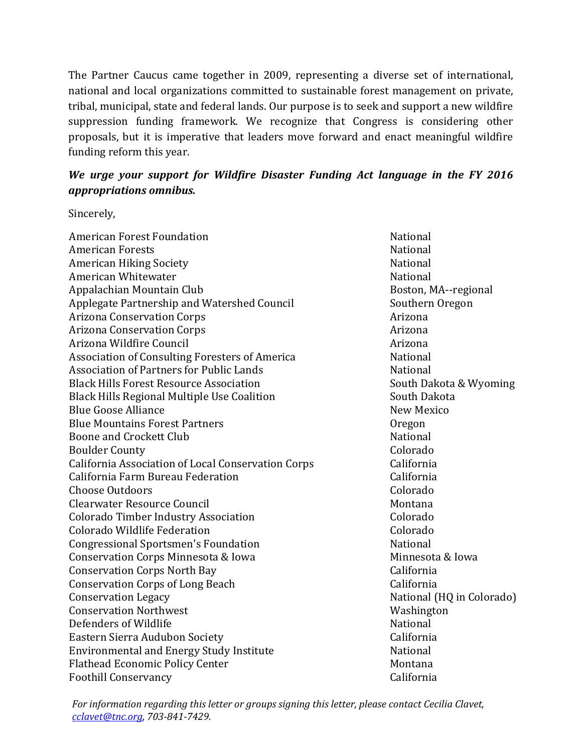The Partner Caucus came together in 2009, representing a diverse set of international, national and local organizations committed to sustainable forest management on private, tribal, municipal, state and federal lands. Our purpose is to seek and support a new wildfire suppression funding framework. We recognize that Congress is considering other proposals, but it is imperative that leaders move forward and enact meaningful wildfire funding reform this year.

***We urge your support for Wildfire Disaster Funding Act language in the FY 2016 appropriations omnibus.***

Sincerely,

| | |
|---|---|
| American Forest Foundation | National |
| American Forests | National |
| American Hiking Society | National |
| American Whitewater | National |
| Appalachian Mountain Club | Boston, MA--regional |
| Applegate Partnership and Watershed Council | Southern Oregon |
| Arizona Conservation Corps | Arizona |
| Arizona Conservation Corps | Arizona |
| Arizona Wildfire Council | Arizona |
| Association of Consulting Foresters of America | National |
| Association of Partners for Public Lands | National |
| Black Hills Forest Resource Association | South Dakota & Wyoming |
| Black Hills Regional Multiple Use Coalition | South Dakota |
| Blue Goose Alliance | New Mexico |
| Blue Mountains Forest Partners | Oregon |
| Boone and Crockett Club | National |
| Boulder County | Colorado |
| California Association of Local Conservation Corps | California |
| California Farm Bureau Federation | California |
| Choose Outdoors | Colorado |
| Clearwater Resource Council | Montana |
| Colorado Timber Industry Association | Colorado |
| Colorado Wildlife Federation | Colorado |
| Congressional Sportsmen's Foundation | National |
| Conservation Corps Minnesota & Iowa | Minnesota & Iowa |
| Conservation Corps North Bay | California |
| Conservation Corps of Long Beach | California |
| Conservation Legacy | National (HQ in Colorado) |
| Conservation Northwest | Washington |
| Defenders of Wildlife | National |
| Eastern Sierra Audubon Society | California |
| Environmental and Energy Study Institute | National |
| Flathead Economic Policy Center | Montana |
| Foothill Conservancy | California |

*For information regarding this letter or groups signing this letter, please contact Cecilia Clavet, cclavet@tnc.org, 703-841-7429.*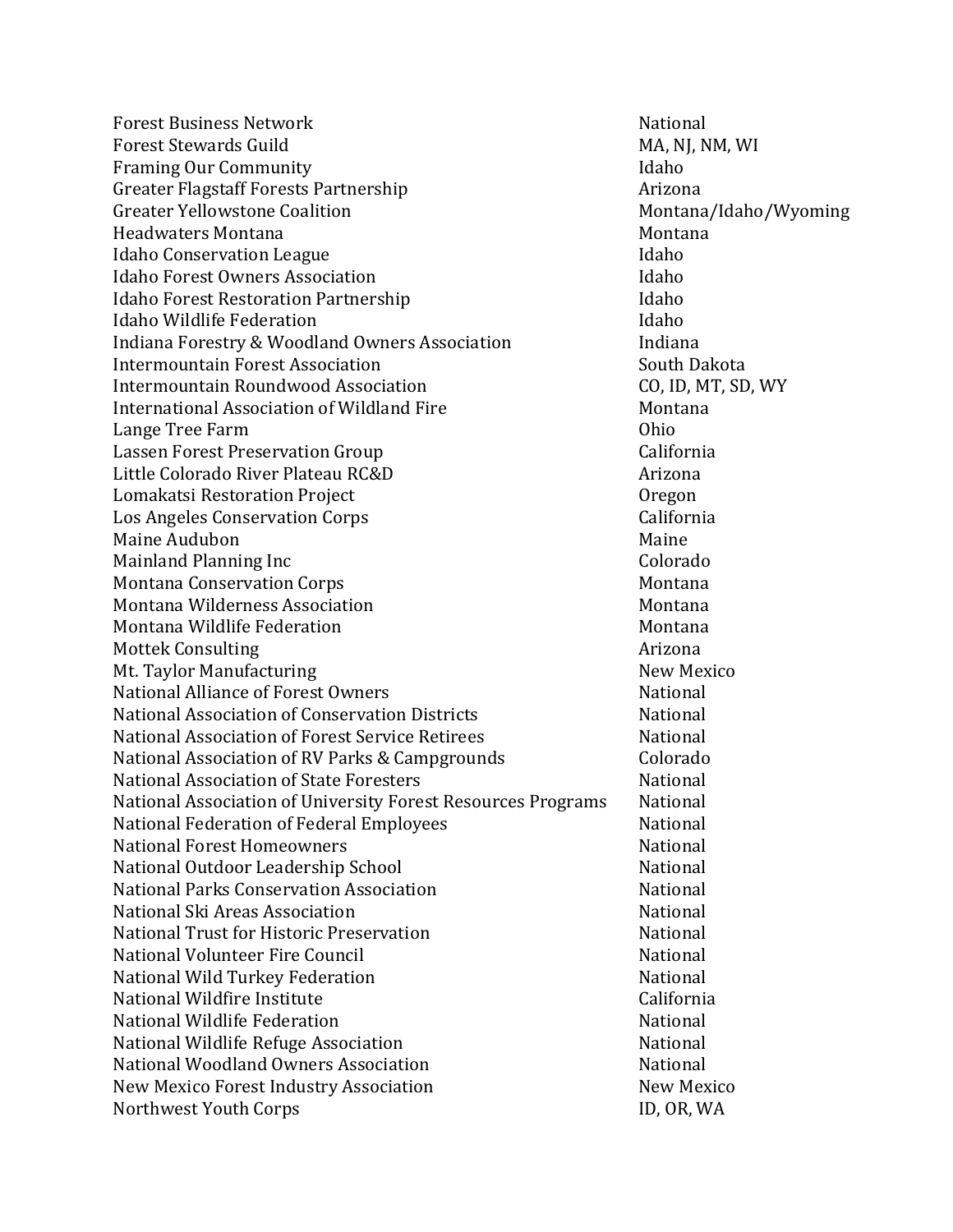| | |
|---|---|
| Forest Business Network | National |
| Forest Stewards Guild | MA, NJ, NM, WI |
| Framing Our Community | Idaho |
| Greater Flagstaff Forests Partnership | Arizona |
| Greater Yellowstone Coalition | Montana/Idaho/Wyoming |
| Headwaters Montana | Montana |
| Idaho Conservation League | Idaho |
| Idaho Forest Owners Association | Idaho |
| Idaho Forest Restoration Partnership | Idaho |
| Idaho Wildlife Federation | Idaho |
| Indiana Forestry & Woodland Owners Association | Indiana |
| Intermountain Forest Association | South Dakota |
| Intermountain Roundwood Association | CO, ID, MT, SD, WY |
| International Association of Wildland Fire | Montana |
| Lange Tree Farm | Ohio |
| Lassen Forest Preservation Group | California |
| Little Colorado River Plateau RC&D | Arizona |
| Lomakatsi Restoration Project | Oregon |
| Los Angeles Conservation Corps | California |
| Maine Audubon | Maine |
| Mainland Planning Inc | Colorado |
| Montana Conservation Corps | Montana |
| Montana Wilderness Association | Montana |
| Montana Wildlife Federation | Montana |
| Mottek Consulting | Arizona |
| Mt. Taylor Manufacturing | New Mexico |
| National Alliance of Forest Owners | National |
| National Association of Conservation Districts | National |
| National Association of Forest Service Retirees | National |
| National Association of RV Parks & Campgrounds | Colorado |
| National Association of State Foresters | National |
| National Association of University Forest Resources Programs | National |
| National Federation of Federal Employees | National |
| National Forest Homeowners | National |
| National Outdoor Leadership School | National |
| National Parks Conservation Association | National |
| National Ski Areas Association | National |
| National Trust for Historic Preservation | National |
| National Volunteer Fire Council | National |
| National Wild Turkey Federation | National |
| National Wildfire Institute | California |
| National Wildlife Federation | National |
| National Wildlife Refuge Association | National |
| National Woodland Owners Association | National |
| New Mexico Forest Industry Association | New Mexico |
| Northwest Youth Corps | ID, OR, WA |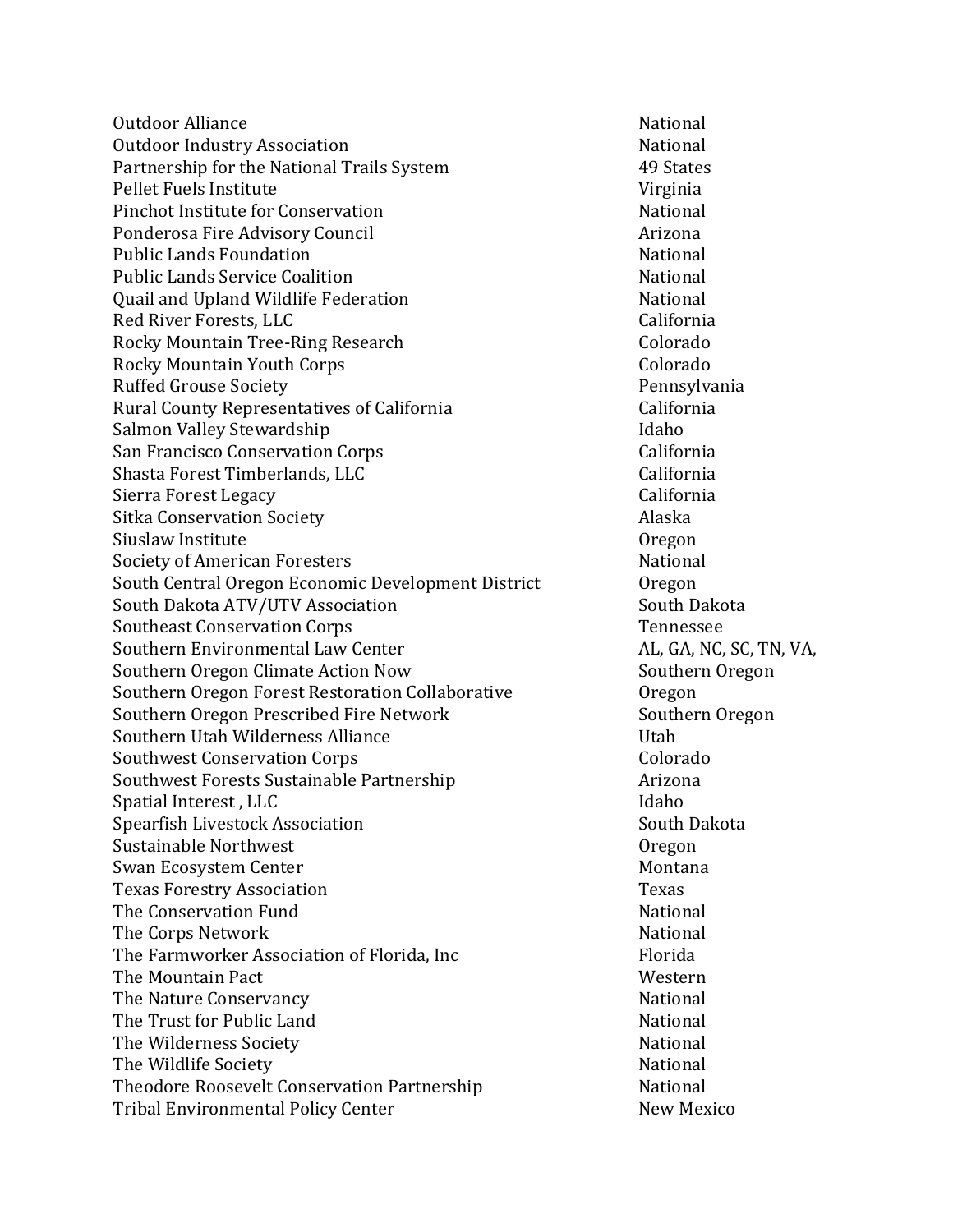| | |
|---|---|
| Outdoor Alliance | National |
| Outdoor Industry Association | National |
| Partnership for the National Trails System | 49 States |
| Pellet Fuels Institute | Virginia |
| Pinchot Institute for Conservation | National |
| Ponderosa Fire Advisory Council | Arizona |
| Public Lands Foundation | National |
| Public Lands Service Coalition | National |
| Quail and Upland Wildlife Federation | National |
| Red River Forests, LLC | California |
| Rocky Mountain Tree-Ring Research | Colorado |
| Rocky Mountain Youth Corps | Colorado |
| Ruffed Grouse Society | Pennsylvania |
| Rural County Representatives of California | California |
| Salmon Valley Stewardship | Idaho |
| San Francisco Conservation Corps | California |
| Shasta Forest Timberlands, LLC | California |
| Sierra Forest Legacy | California |
| Sitka Conservation Society | Alaska |
| Siuslaw Institute | Oregon |
| Society of American Foresters | National |
| South Central Oregon Economic Development District | Oregon |
| South Dakota ATV/UTV Association | South Dakota |
| Southeast Conservation Corps | Tennessee |
| Southern Environmental Law Center | AL, GA, NC, SC, TN, VA, |
| Southern Oregon Climate Action Now | Southern Oregon |
| Southern Oregon Forest Restoration Collaborative | Oregon |
| Southern Oregon Prescribed Fire Network | Southern Oregon |
| Southern Utah Wilderness Alliance | Utah |
| Southwest Conservation Corps | Colorado |
| Southwest Forests Sustainable Partnership | Arizona |
| Spatial Interest , LLC | Idaho |
| Spearfish Livestock Association | South Dakota |
| Sustainable Northwest | Oregon |
| Swan Ecosystem Center | Montana |
| Texas Forestry Association | Texas |
| The Conservation Fund | National |
| The Corps Network | National |
| The Farmworker Association of Florida, Inc | Florida |
| The Mountain Pact | Western |
| The Nature Conservancy | National |
| The Trust for Public Land | National |
| The Wilderness Society | National |
| The Wildlife Society | National |
| Theodore Roosevelt Conservation Partnership | National |
| Tribal Environmental Policy Center | New Mexico |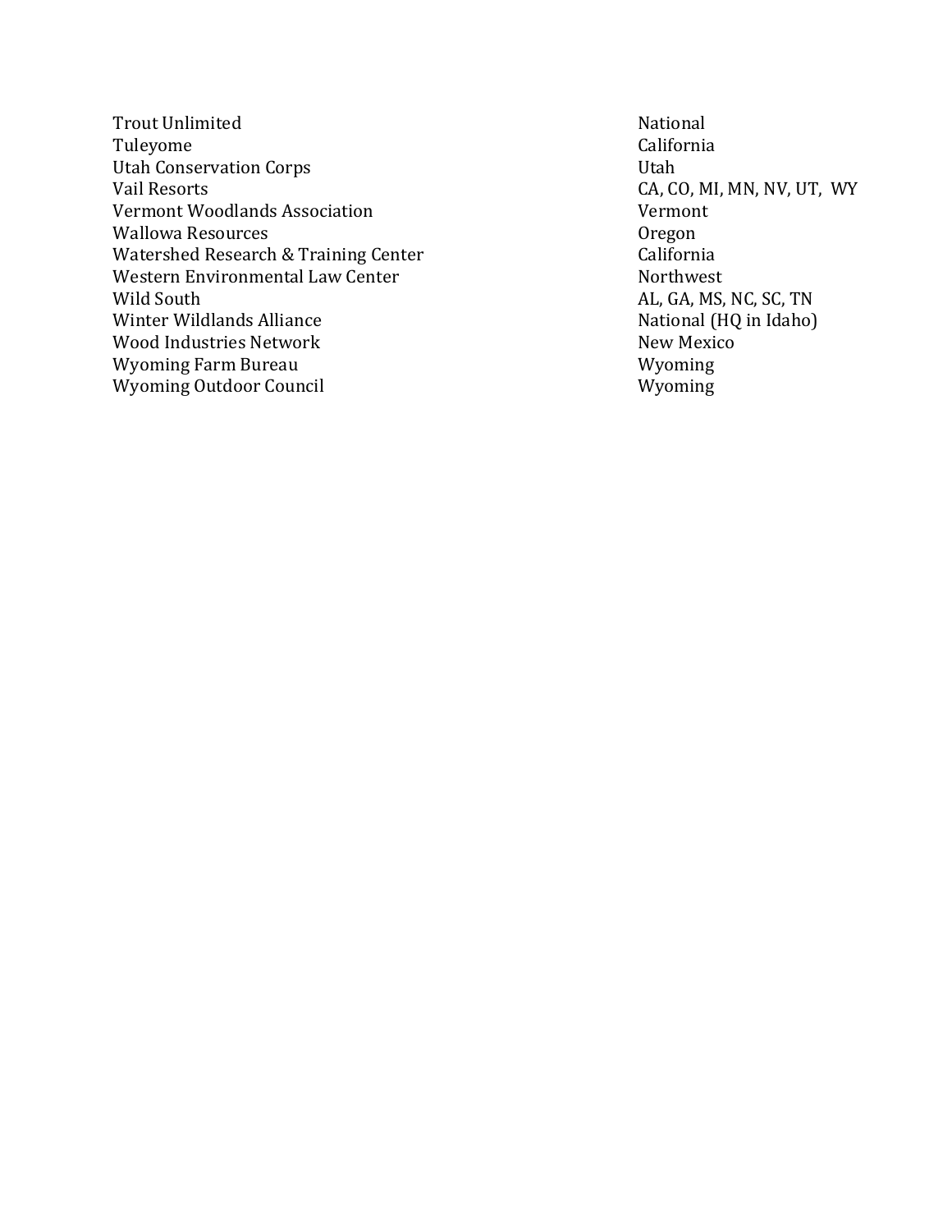| | |
|---|---|
| Trout Unlimited | National |
| Tuleyome | California |
| Utah Conservation Corps | Utah |
| Vail Resorts | CA, CO, MI, MN, NV, UT, WY |
| Vermont Woodlands Association | Vermont |
| Wallowa Resources | Oregon |
| Watershed Research & Training Center | California |
| Western Environmental Law Center | Northwest |
| Wild South | AL, GA, MS, NC, SC, TN |
| Winter Wildlands Alliance | National (HQ in Idaho) |
| Wood Industries Network | New Mexico |
| Wyoming Farm Bureau | Wyoming |
| Wyoming Outdoor Council | Wyoming |